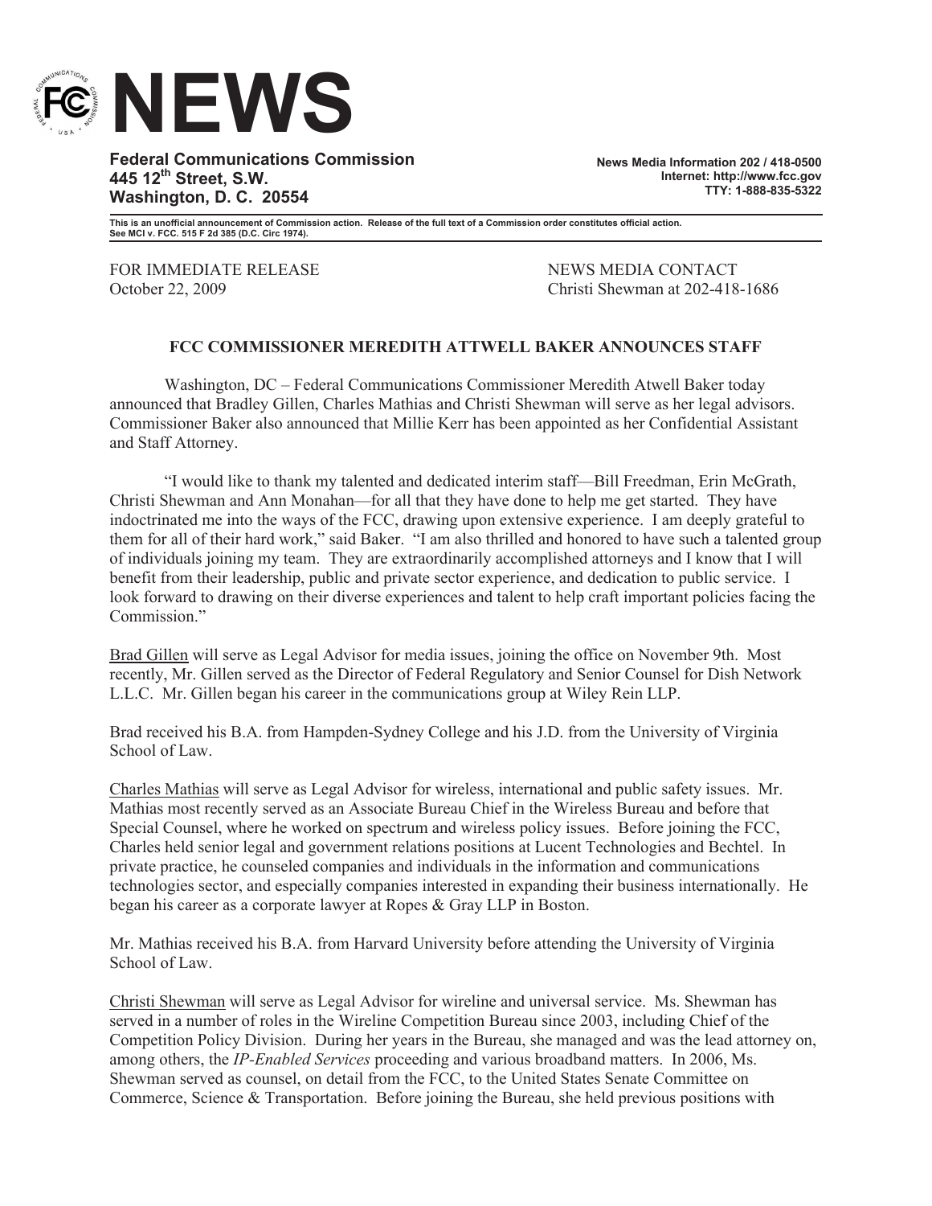# NEWS

**Federal Communications Commission**
**445 12th Street, S.W.**
**Washington, D. C. 20554**

**News Media Information 202 / 418-0500**
**Internet: http://www.fcc.gov**
**TTY: 1-888-835-5322**

**This is an unofficial announcement of Commission action. Release of the full text of a Commission order constitutes official action. See MCI v. FCC. 515 F 2d 385 (D.C. Circ 1974).**

FOR IMMEDIATE RELEASE
October 22, 2009

NEWS MEDIA CONTACT
Christi Shewman at 202-418-1686

## FCC COMMISSIONER MEREDITH ATTWELL BAKER ANNOUNCES STAFF

Washington, DC – Federal Communications Commissioner Meredith Attwell Baker today announced that Bradley Gillen, Charles Mathias and Christi Shewman will serve as her legal advisors. Commissioner Baker also announced that Millie Kerr has been appointed as her Confidential Assistant and Staff Attorney.

"I would like to thank my talented and dedicated interim staff—Bill Freedman, Erin McGrath, Christi Shewman and Ann Monahan—for all that they have done to help me get started. They have indoctrinated me into the ways of the FCC, drawing upon extensive experience. I am deeply grateful to them for all of their hard work," said Baker. "I am also thrilled and honored to have such a talented group of individuals joining my team. They are extraordinarily accomplished attorneys and I know that I will benefit from their leadership, public and private sector experience, and dedication to public service. I look forward to drawing on their diverse experiences and talent to help craft important policies facing the Commission."

<u>Brad Gillen</u> will serve as Legal Advisor for media issues, joining the office on November 9th. Most recently, Mr. Gillen served as the Director of Federal Regulatory and Senior Counsel for Dish Network L.L.C. Mr. Gillen began his career in the communications group at Wiley Rein LLP.

Brad received his B.A. from Hampden-Sydney College and his J.D. from the University of Virginia School of Law.

<u>Charles Mathias</u> will serve as Legal Advisor for wireless, international and public safety issues. Mr. Mathias most recently served as an Associate Bureau Chief in the Wireless Bureau and before that Special Counsel, where he worked on spectrum and wireless policy issues. Before joining the FCC, Charles held senior legal and government relations positions at Lucent Technologies and Bechtel. In private practice, he counseled companies and individuals in the information and communications technologies sector, and especially companies interested in expanding their business internationally. He began his career as a corporate lawyer at Ropes & Gray LLP in Boston.

Mr. Mathias received his B.A. from Harvard University before attending the University of Virginia School of Law.

<u>Christi Shewman</u> will serve as Legal Advisor for wireline and universal service. Ms. Shewman has served in a number of roles in the Wireline Competition Bureau since 2003, including Chief of the Competition Policy Division. During her years in the Bureau, she managed and was the lead attorney on, among others, the *IP-Enabled Services* proceeding and various broadband matters. In 2006, Ms. Shewman served as counsel, on detail from the FCC, to the United States Senate Committee on Commerce, Science & Transportation. Before joining the Bureau, she held previous positions with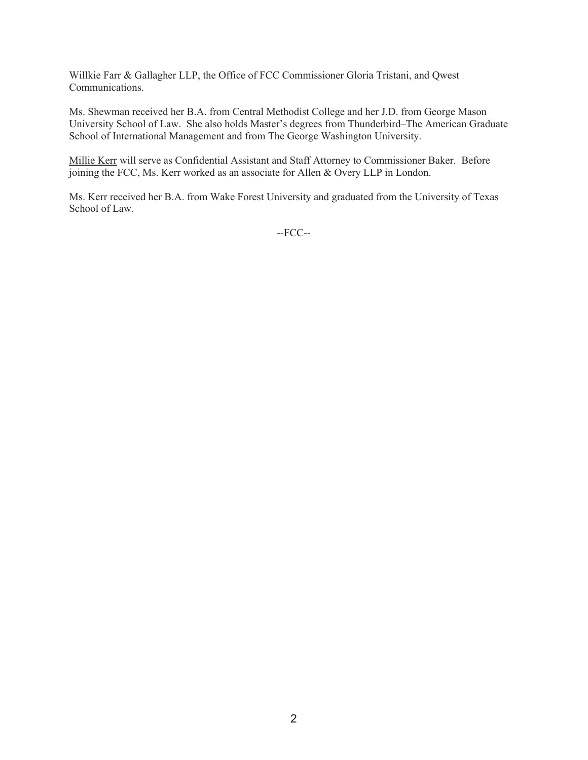Willkie Farr & Gallagher LLP, the Office of FCC Commissioner Gloria Tristani, and Qwest Communications.

Ms. Shewman received her B.A. from Central Methodist College and her J.D. from George Mason University School of Law. She also holds Master's degrees from Thunderbird–The American Graduate School of International Management and from The George Washington University.

Millie Kerr will serve as Confidential Assistant and Staff Attorney to Commissioner Baker. Before joining the FCC, Ms. Kerr worked as an associate for Allen & Overy LLP in London.

Ms. Kerr received her B.A. from Wake Forest University and graduated from the University of Texas School of Law.

--FCC--